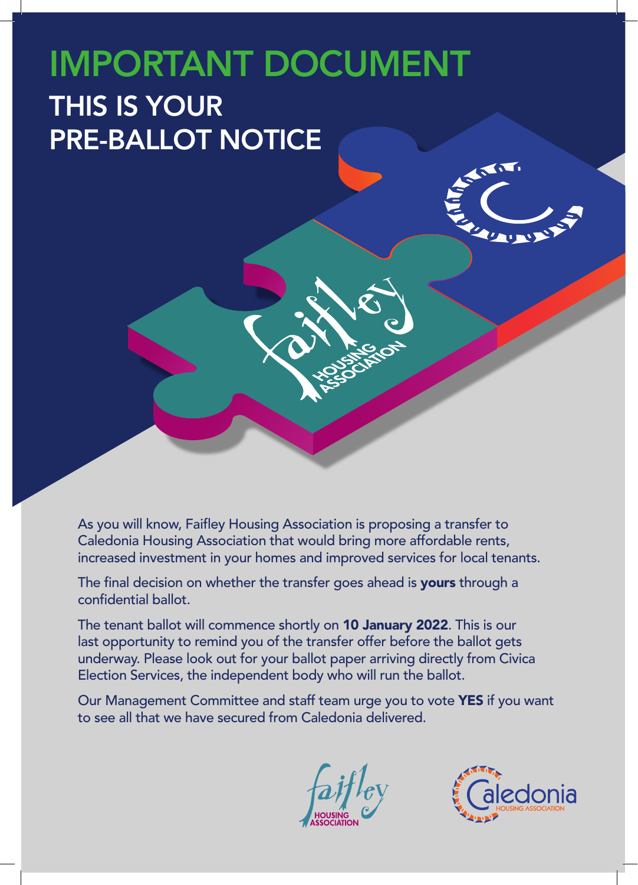# IMPORTANT DOCUMENT

## THIS IS YOUR PRE-BALLOT NOTICE

As you will know, Faifley Housing Association is proposing a transfer to Caledonia Housing Association that would bring more affordable rents, increased investment in your homes and improved services for local tenants.

The final decision on whether the transfer goes ahead is **yours** through a confidential ballot.

The tenant ballot will commence shortly on **10 January 2022**. This is our last opportunity to remind you of the transfer offer before the ballot gets underway. Please look out for your ballot paper arriving directly from Civica Election Services, the independent body who will run the ballot.

Our Management Committee and staff team urge you to vote **YES** if you want to see all that we have secured from Caledonia delivered.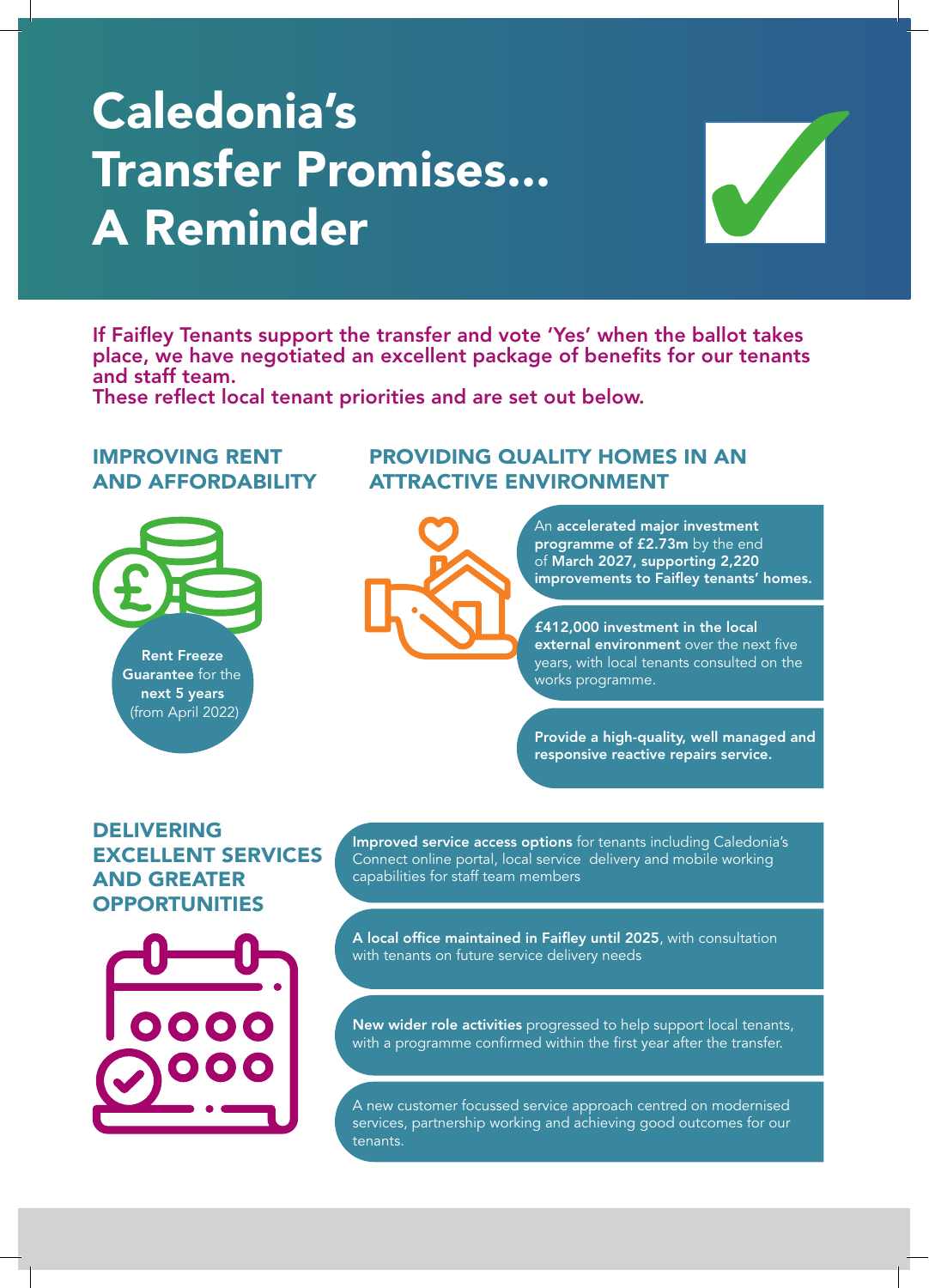# Caledonia's Transfer Promises... A Reminder

**If Faifley Tenants support the transfer and vote 'Yes' when the ballot takes place, we have negotiated an excellent package of benefits for our tenants and staff team.**
**These reflect local tenant priorities and are set out below.**

## IMPROVING RENT AND AFFORDABILITY

**Rent Freeze Guarantee** for the **next 5 years** (from April 2022)

## PROVIDING QUALITY HOMES IN AN ATTRACTIVE ENVIRONMENT

- An **accelerated major investment programme of £2.73m** by the end of **March 2027, supporting 2,220 improvements to Faifley tenants' homes.**
- **£412,000 investment in the local external environment** over the next five years, with local tenants consulted on the works programme.
- **Provide a high-quality, well managed and responsive reactive repairs service.**

## DELIVERING EXCELLENT SERVICES AND GREATER OPPORTUNITIES

- **Improved service access options** for tenants including Caledonia's Connect online portal, local service delivery and mobile working capabilities for staff team members
- **A local office maintained in Faifley until 2025**, with consultation with tenants on future service delivery needs
- **New wider role activities** progressed to help support local tenants, with a programme confirmed within the first year after the transfer.
- A new customer focussed service approach centred on modernised services, partnership working and achieving good outcomes for our tenants.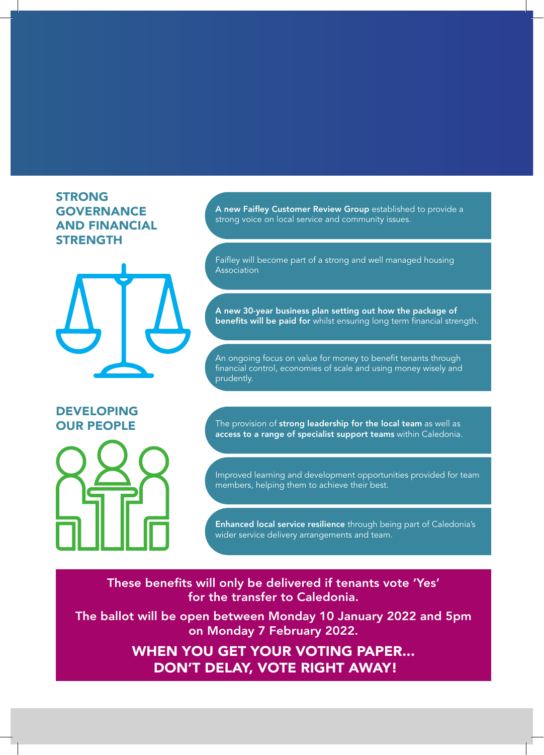## STRONG GOVERNANCE AND FINANCIAL STRENGTH

- **A new Faifley Customer Review Group** established to provide a strong voice on local service and community issues.
- Faifley will become part of a strong and well managed housing Association
- **A new 30-year business plan setting out how the package of benefits will be paid for** whilst ensuring long term financial strength.
- An ongoing focus on value for money to benefit tenants through financial control, economies of scale and using money wisely and prudently.

## DEVELOPING OUR PEOPLE

- The provision of **strong leadership for the local team** as well as **access to a range of specialist support teams** within Caledonia.
- Improved learning and development opportunities provided for team members, helping them to achieve their best.
- **Enhanced local service resilience** through being part of Caledonia's wider service delivery arrangements and team.

**These benefits will only be delivered if tenants vote 'Yes' for the transfer to Caledonia.**

**The ballot will be open between Monday 10 January 2022 and 5pm on Monday 7 February 2022.**

**WHEN YOU GET YOUR VOTING PAPER... DON'T DELAY, VOTE RIGHT AWAY!**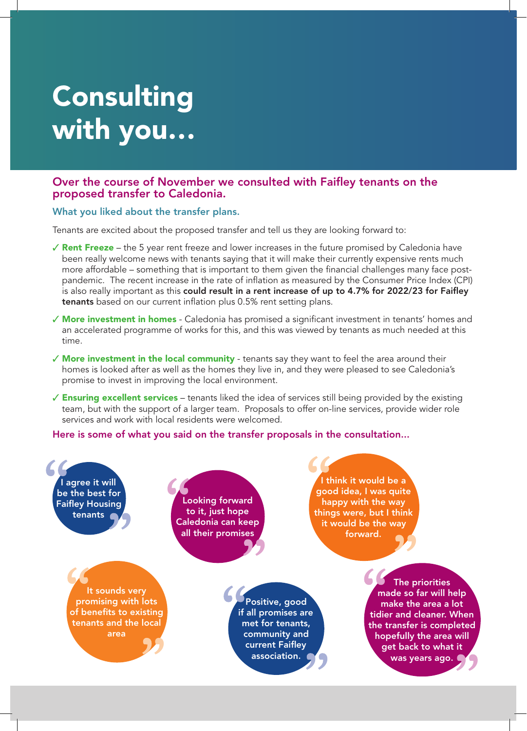# Consulting with you...

## Over the course of November we consulted with Faifley tenants on the proposed transfer to Caledonia.

### What you liked about the transfer plans.

Tenants are excited about the proposed transfer and tell us they are looking forward to:

- ✓ **Rent Freeze** – the 5 year rent freeze and lower increases in the future promised by Caledonia have been really welcome news with tenants saying that it will make their currently expensive rents much more affordable – something that is important to them given the financial challenges many face post-pandemic. The recent increase in the rate of inflation as measured by the Consumer Price Index (CPI) is also really important as this **could result in a rent increase of up to 4.7% for 2022/23 for Faifley tenants** based on our current inflation plus 0.5% rent setting plans.
- ✓ **More investment in homes** - Caledonia has promised a significant investment in tenants' homes and an accelerated programme of works for this, and this was viewed by tenants as much needed at this time.
- ✓ **More investment in the local community** - tenants say they want to feel the area around their homes is looked after as well as the homes they live in, and they were pleased to see Caledonia's promise to invest in improving the local environment.
- ✓ **Ensuring excellent services** – tenants liked the idea of services still being provided by the existing team, but with the support of a larger team. Proposals to offer on-line services, provide wider role services and work with local residents were welcomed.

### Here is some of what you said on the transfer proposals in the consultation...

"I agree it will be the best for Faifley Housing tenants"

"Looking forward to it, just hope Caledonia can keep all their promises"

"I think it would be a good idea, I was quite happy with the way things were, but I think it would be the way forward."

"It sounds very promising with lots of benefits to existing tenants and the local area"

"Positive, good if all promises are met for tenants, community and current Faifley association."

"The priorities made so far will help make the area a lot tidier and cleaner. When the transfer is completed hopefully the area will get back to what it was years ago."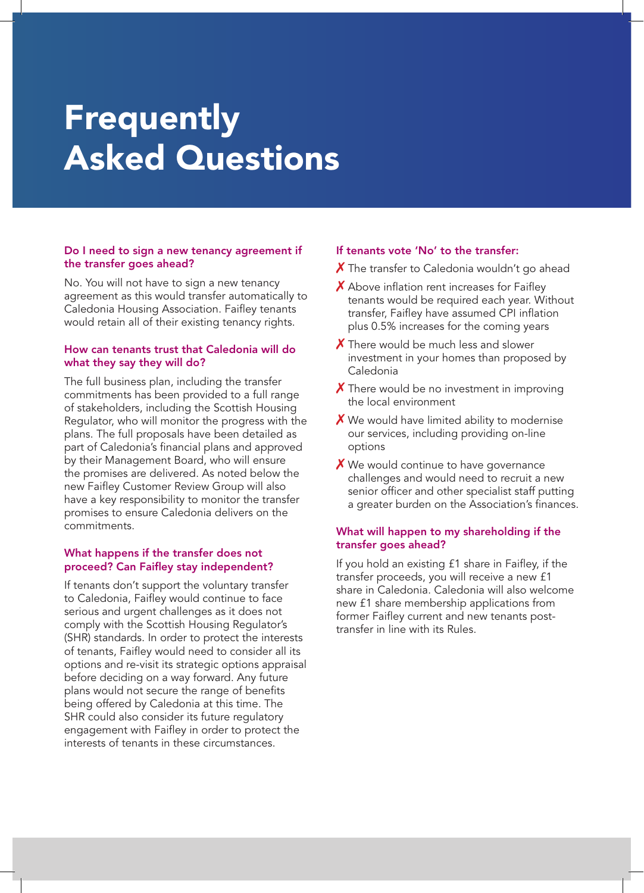# Frequently Asked Questions

### Do I need to sign a new tenancy agreement if the transfer goes ahead?

No. You will not have to sign a new tenancy agreement as this would transfer automatically to Caledonia Housing Association. Faifley tenants would retain all of their existing tenancy rights.

### How can tenants trust that Caledonia will do what they say they will do?

The full business plan, including the transfer commitments has been provided to a full range of stakeholders, including the Scottish Housing Regulator, who will monitor the progress with the plans. The full proposals have been detailed as part of Caledonia's financial plans and approved by their Management Board, who will ensure the promises are delivered. As noted below the new Faifley Customer Review Group will also have a key responsibility to monitor the transfer promises to ensure Caledonia delivers on the commitments.

### What happens if the transfer does not proceed? Can Faifley stay independent?

If tenants don't support the voluntary transfer to Caledonia, Faifley would continue to face serious and urgent challenges as it does not comply with the Scottish Housing Regulator's (SHR) standards. In order to protect the interests of tenants, Faifley would need to consider all its options and re-visit its strategic options appraisal before deciding on a way forward. Any future plans would not secure the range of benefits being offered by Caledonia at this time. The SHR could also consider its future regulatory engagement with Faifley in order to protect the interests of tenants in these circumstances.

### If tenants vote 'No' to the transfer:

- ✗ The transfer to Caledonia wouldn't go ahead
- ✗ Above inflation rent increases for Faifley tenants would be required each year. Without transfer, Faifley have assumed CPI inflation plus 0.5% increases for the coming years
- ✗ There would be much less and slower investment in your homes than proposed by Caledonia
- ✗ There would be no investment in improving the local environment
- ✗ We would have limited ability to modernise our services, including providing on-line options
- ✗ We would continue to have governance challenges and would need to recruit a new senior officer and other specialist staff putting a greater burden on the Association's finances.

### What will happen to my shareholding if the transfer goes ahead?

If you hold an existing £1 share in Faifley, if the transfer proceeds, you will receive a new £1 share in Caledonia. Caledonia will also welcome new £1 share membership applications from former Faifley current and new tenants post-transfer in line with its Rules.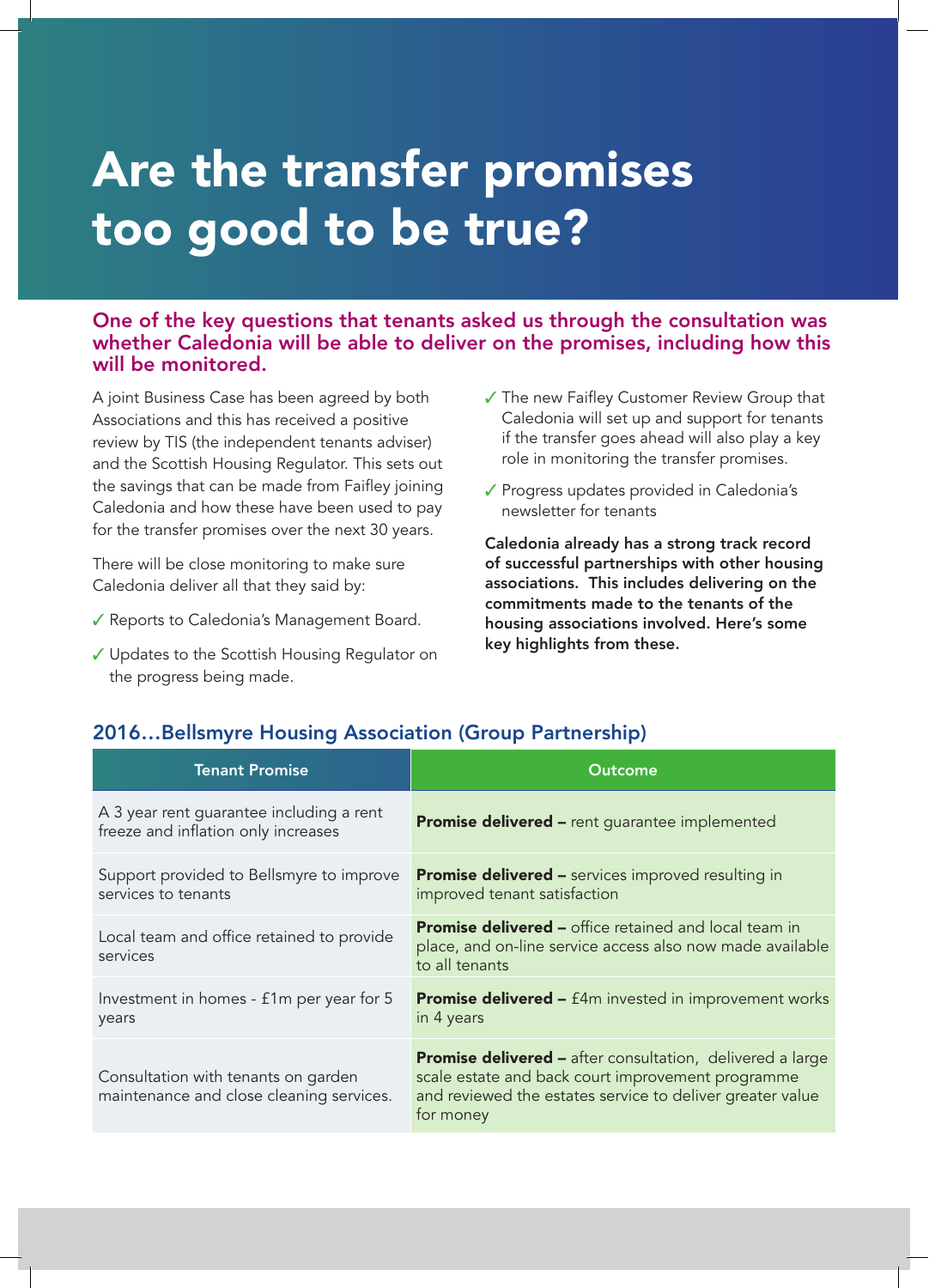# Are the transfer promises too good to be true?

**One of the key questions that tenants asked us through the consultation was whether Caledonia will be able to deliver on the promises, including how this will be monitored.**

A joint Business Case has been agreed by both Associations and this has received a positive review by TIS (the independent tenants adviser) and the Scottish Housing Regulator. This sets out the savings that can be made from Faifley joining Caledonia and how these have been used to pay for the transfer promises over the next 30 years.

There will be close monitoring to make sure Caledonia deliver all that they said by:

- ✓ Reports to Caledonia's Management Board.
- ✓ Updates to the Scottish Housing Regulator on the progress being made.
- ✓ The new Faifley Customer Review Group that Caledonia will set up and support for tenants if the transfer goes ahead will also play a key role in monitoring the transfer promises.
- ✓ Progress updates provided in Caledonia's newsletter for tenants

**Caledonia already has a strong track record of successful partnerships with other housing associations. This includes delivering on the commitments made to the tenants of the housing associations involved. Here's some key highlights from these.**

## 2016…Bellsmyre Housing Association (Group Partnership)

| Tenant Promise | Outcome |
|---|---|
| A 3 year rent guarantee including a rent freeze and inflation only increases | **Promise delivered –** rent guarantee implemented |
| Support provided to Bellsmyre to improve services to tenants | **Promise delivered –** services improved resulting in improved tenant satisfaction |
| Local team and office retained to provide services | **Promise delivered –** office retained and local team in place, and on-line service access also now made available to all tenants |
| Investment in homes - £1m per year for 5 years | **Promise delivered –** £4m invested in improvement works in 4 years |
| Consultation with tenants on garden maintenance and close cleaning services. | **Promise delivered –** after consultation, delivered a large scale estate and back court improvement programme and reviewed the estates service to deliver greater value for money |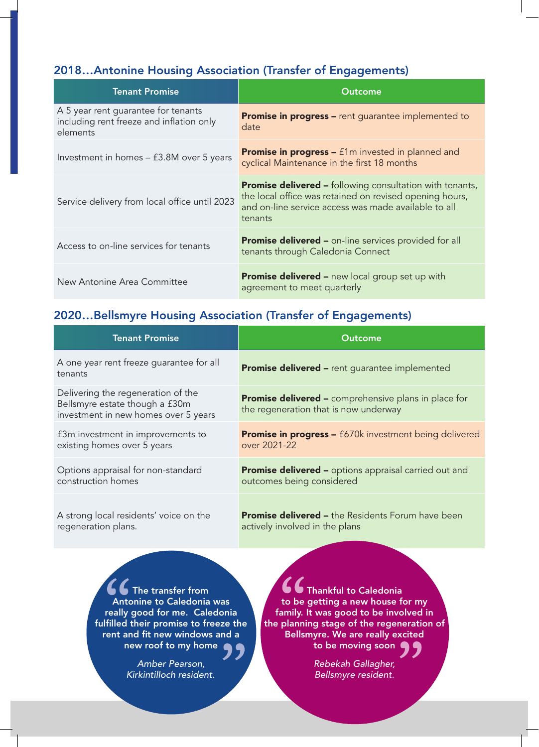## 2018…Antonine Housing Association (Transfer of Engagements)

| Tenant Promise | Outcome |
| --- | --- |
| A 5 year rent guarantee for tenants including rent freeze and inflation only elements | **Promise in progress –** rent guarantee implemented to date |
| Investment in homes – £3.8M over 5 years | **Promise in progress –** £1m invested in planned and cyclical Maintenance in the first 18 months |
| Service delivery from local office until 2023 | **Promise delivered –** following consultation with tenants, the local office was retained on revised opening hours, and on-line service access was made available to all tenants |
| Access to on-line services for tenants | **Promise delivered –** on-line services provided for all tenants through Caledonia Connect |
| New Antonine Area Committee | **Promise delivered –** new local group set up with agreement to meet quarterly |

## 2020…Bellsmyre Housing Association (Transfer of Engagements)

| Tenant Promise | Outcome |
| --- | --- |
| A one year rent freeze guarantee for all tenants | **Promise delivered –** rent guarantee implemented |
| Delivering the regeneration of the Bellsmyre estate though a £30m investment in new homes over 5 years | **Promise delivered –** comprehensive plans in place for the regeneration that is now underway |
| £3m investment in improvements to existing homes over 5 years | **Promise in progress –** £670k investment being delivered over 2021-22 |
| Options appraisal for non-standard construction homes | **Promise delivered –** options appraisal carried out and outcomes being considered |
| A strong local residents' voice on the regeneration plans. | **Promise delivered –** the Residents Forum have been actively involved in the plans |

> **"The transfer from Antonine to Caledonia was really good for me. Caledonia fulfilled their promise to freeze the rent and fit new windows and a new roof to my home"**
>
> *Amber Pearson, Kirkintilloch resident.*

> **"Thankful to Caledonia to be getting a new house for my family. It was good to be involved in the planning stage of the regeneration of Bellsmyre. We are really excited to be moving soon"**
>
> *Rebekah Gallagher, Bellsmyre resident.*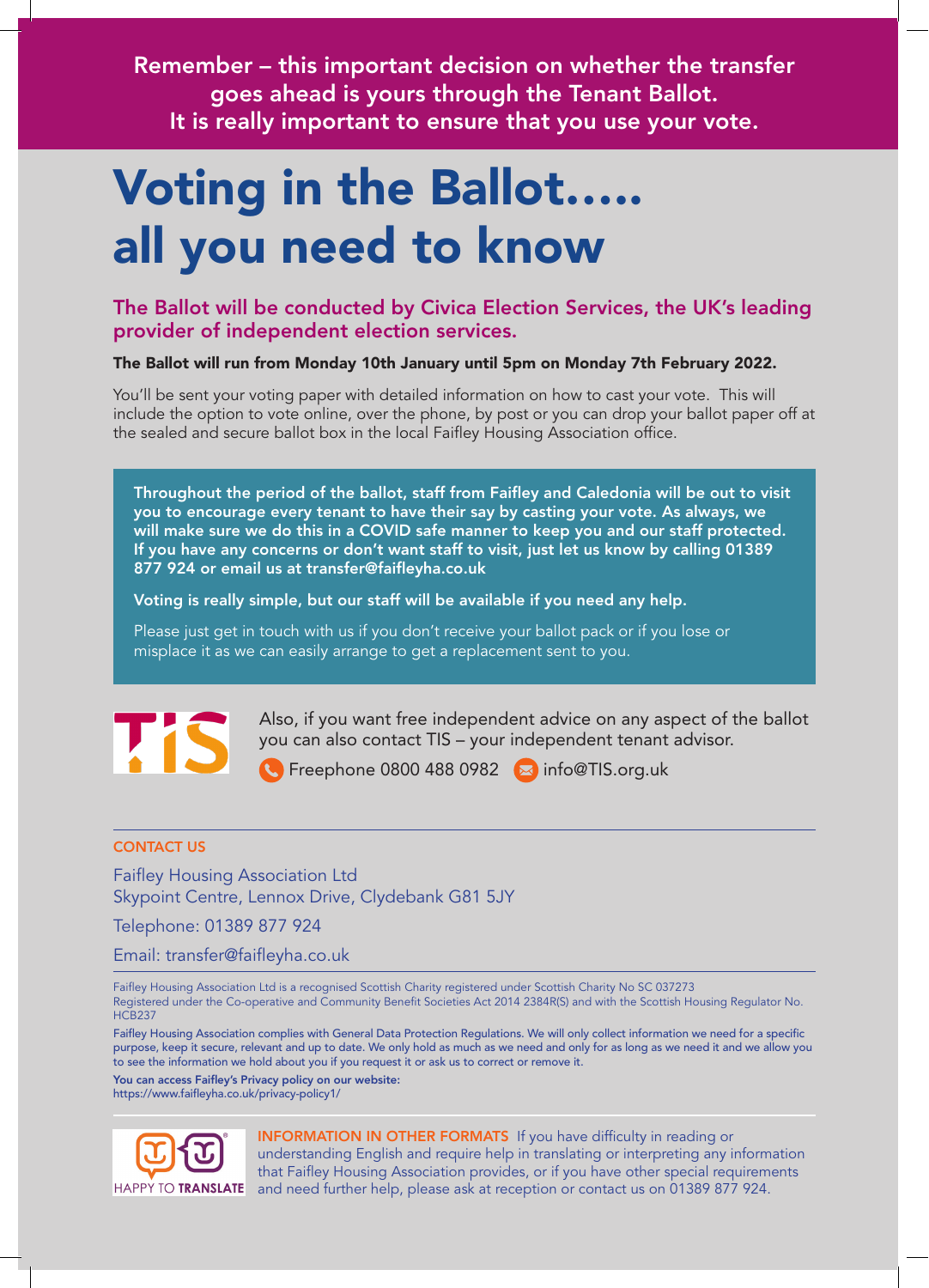**Remember – this important decision on whether the transfer goes ahead is yours through the Tenant Ballot. It is really important to ensure that you use your vote.**

# Voting in the Ballot..... all you need to know

## The Ballot will be conducted by Civica Election Services, the UK's leading provider of independent election services.

**The Ballot will run from Monday 10th January until 5pm on Monday 7th February 2022.**

You'll be sent your voting paper with detailed information on how to cast your vote. This will include the option to vote online, over the phone, by post or you can drop your ballot paper off at the sealed and secure ballot box in the local Faifley Housing Association office.

**Throughout the period of the ballot, staff from Faifley and Caledonia will be out to visit you to encourage every tenant to have their say by casting your vote. As always, we will make sure we do this in a COVID safe manner to keep you and our staff protected. If you have any concerns or don't want staff to visit, just let us know by calling 01389 877 924 or email us at transfer@faifleyha.co.uk**

**Voting is really simple, but our staff will be available if you need any help.**

Please just get in touch with us if you don't receive your ballot pack or if you lose or misplace it as we can easily arrange to get a replacement sent to you.

TIS

Also, if you want free independent advice on any aspect of the ballot you can also contact TIS – your independent tenant advisor.

Freephone 0800 488 0982 info@TIS.org.uk

CONTACT US

Faifley Housing Association Ltd
Skypoint Centre, Lennox Drive, Clydebank G81 5JY

Telephone: 01389 877 924

Email: transfer@faifleyha.co.uk

Faifley Housing Association Ltd is a recognised Scottish Charity registered under Scottish Charity No SC 037273
Registered under the Co-operative and Community Benefit Societies Act 2014 2384R(S) and with the Scottish Housing Regulator No. HCB237

Faifley Housing Association complies with General Data Protection Regulations. We will only collect information we need for a specific purpose, keep it secure, relevant and up to date. We only hold as much as we need and only for as long as we need it and we allow you to see the information we hold about you if you request it or ask us to correct or remove it.

**You can access Faifley's Privacy policy on our website:**
https://www.faifleyha.co.uk/privacy-policy1/

HAPPY TO TRANSLATE

INFORMATION IN OTHER FORMATS If you have difficulty in reading or understanding English and require help in translating or interpreting any information that Faifley Housing Association provides, or if you have other special requirements and need further help, please ask at reception or contact us on 01389 877 924.